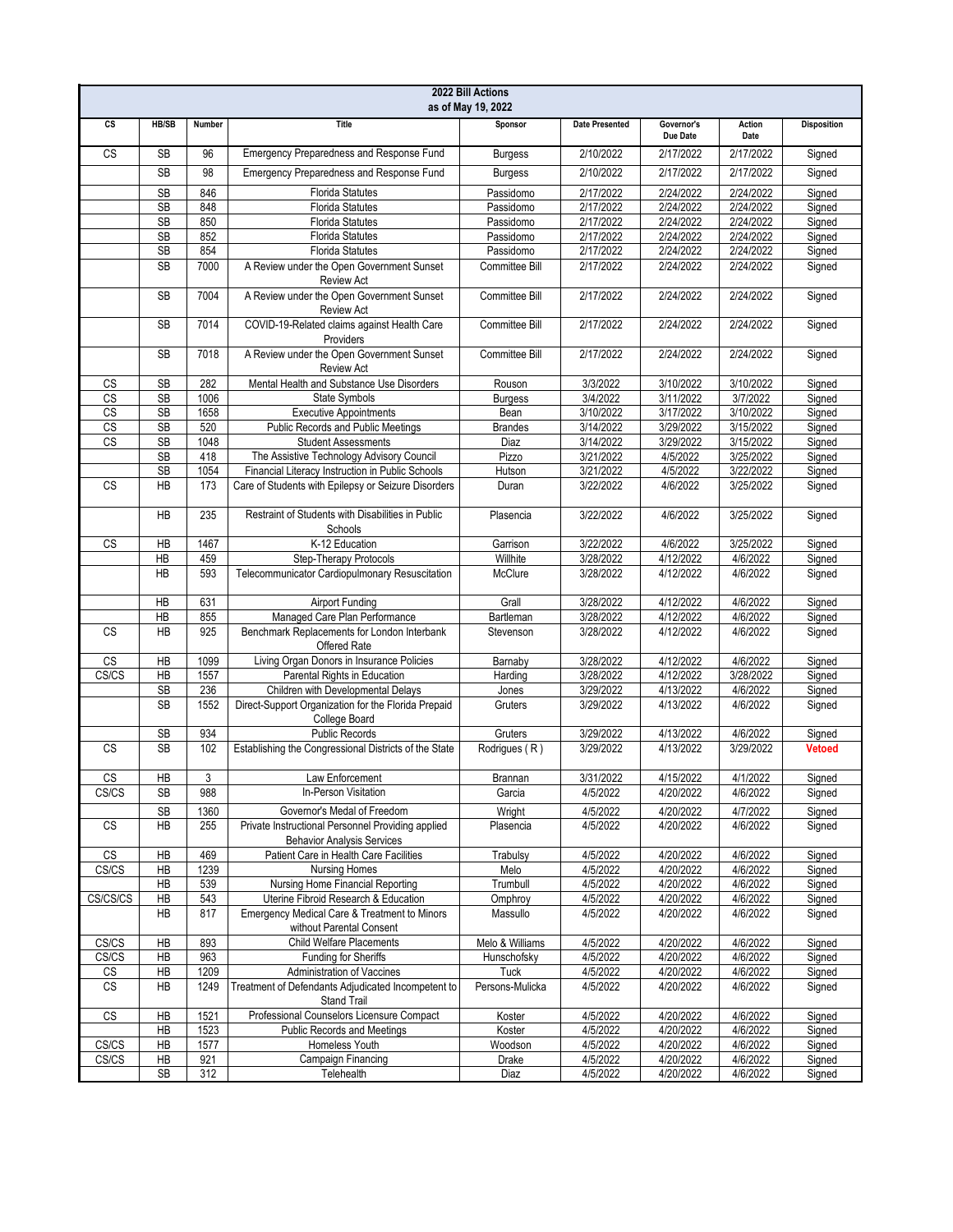# 2022 Bill Actions

as of May 19, 2022

| CS | HB/SB | Number | Title | Sponsor | Date Presented | Governor's Due Date | Action Date | Disposition |
|---|---|---|---|---|---|---|---|---|
| CS | SB | 96 | Emergency Preparedness and Response Fund | Burgess | 2/10/2022 | 2/17/2022 | 2/17/2022 | Signed |
| | SB | 98 | Emergency Preparedness and Response Fund | Burgess | 2/10/2022 | 2/17/2022 | 2/17/2022 | Signed |
| | SB | 846 | Florida Statutes | Passidomo | 2/17/2022 | 2/24/2022 | 2/24/2022 | Signed |
| | SB | 848 | Florida Statutes | Passidomo | 2/17/2022 | 2/24/2022 | 2/24/2022 | Signed |
| | SB | 850 | Florida Statutes | Passidomo | 2/17/2022 | 2/24/2022 | 2/24/2022 | Signed |
| | SB | 852 | Florida Statutes | Passidomo | 2/17/2022 | 2/24/2022 | 2/24/2022 | Signed |
| | SB | 854 | Florida Statutes | Passidomo | 2/17/2022 | 2/24/2022 | 2/24/2022 | Signed |
| | SB | 7000 | A Review under the Open Government Sunset Review Act | Committee Bill | 2/17/2022 | 2/24/2022 | 2/24/2022 | Signed |
| | SB | 7004 | A Review under the Open Government Sunset Review Act | Committee Bill | 2/17/2022 | 2/24/2022 | 2/24/2022 | Signed |
| | SB | 7014 | COVID-19-Related claims against Health Care Providers | Committee Bill | 2/17/2022 | 2/24/2022 | 2/24/2022 | Signed |
| | SB | 7018 | A Review under the Open Government Sunset Review Act | Committee Bill | 2/17/2022 | 2/24/2022 | 2/24/2022 | Signed |
| CS | SB | 282 | Mental Health and Substance Use Disorders | Rouson | 3/3/2022 | 3/10/2022 | 3/10/2022 | Signed |
| CS | SB | 1006 | State Symbols | Burgess | 3/4/2022 | 3/11/2022 | 3/7/2022 | Signed |
| CS | SB | 1658 | Executive Appointments | Bean | 3/10/2022 | 3/17/2022 | 3/10/2022 | Signed |
| CS | SB | 520 | Public Records and Public Meetings | Brandes | 3/14/2022 | 3/29/2022 | 3/15/2022 | Signed |
| CS | SB | 1048 | Student Assessments | Diaz | 3/14/2022 | 3/29/2022 | 3/15/2022 | Signed |
| | SB | 418 | The Assistive Technology Advisory Council | Pizzo | 3/21/2022 | 4/5/2022 | 3/25/2022 | Signed |
| | SB | 1054 | Financial Literacy Instruction in Public Schools | Hutson | 3/21/2022 | 4/5/2022 | 3/22/2022 | Signed |
| CS | HB | 173 | Care of Students with Epilepsy or Seizure Disorders | Duran | 3/22/2022 | 4/6/2022 | 3/25/2022 | Signed |
| | HB | 235 | Restraint of Students with Disabilities in Public Schools | Plasencia | 3/22/2022 | 4/6/2022 | 3/25/2022 | Signed |
| CS | HB | 1467 | K-12 Education | Garrison | 3/22/2022 | 4/6/2022 | 3/25/2022 | Signed |
| | HB | 459 | Step-Therapy Protocols | Willhite | 3/28/2022 | 4/12/2022 | 4/6/2022 | Signed |
| | HB | 593 | Telecommunicator Cardiopulmonary Resuscitation | McClure | 3/28/2022 | 4/12/2022 | 4/6/2022 | Signed |
| | HB | 631 | Airport Funding | Grall | 3/28/2022 | 4/12/2022 | 4/6/2022 | Signed |
| | HB | 855 | Managed Care Plan Performance | Bartleman | 3/28/2022 | 4/12/2022 | 4/6/2022 | Signed |
| CS | HB | 925 | Benchmark Replacements for London Interbank Offered Rate | Stevenson | 3/28/2022 | 4/12/2022 | 4/6/2022 | Signed |
| CS | HB | 1099 | Living Organ Donors in Insurance Policies | Barnaby | 3/28/2022 | 4/12/2022 | 4/6/2022 | Signed |
| CS/CS | HB | 1557 | Parental Rights in Education | Harding | 3/28/2022 | 4/12/2022 | 3/28/2022 | Signed |
| | SB | 236 | Children with Developmental Delays | Jones | 3/29/2022 | 4/13/2022 | 4/6/2022 | Signed |
| | SB | 1552 | Direct-Support Organization for the Florida Prepaid College Board | Gruters | 3/29/2022 | 4/13/2022 | 4/6/2022 | Signed |
| | SB | 934 | Public Records | Gruters | 3/29/2022 | 4/13/2022 | 4/6/2022 | Signed |
| CS | SB | 102 | Establishing the Congressional Districts of the State | Rodrigues ( R ) | 3/29/2022 | 4/13/2022 | 3/29/2022 | **Vetoed** |
| CS | HB | 3 | Law Enforcement | Brannan | 3/31/2022 | 4/15/2022 | 4/1/2022 | Signed |
| CS/CS | SB | 988 | In-Person Visitation | Garcia | 4/5/2022 | 4/20/2022 | 4/6/2022 | Signed |
| | SB | 1360 | Governor's Medal of Freedom | Wright | 4/5/2022 | 4/20/2022 | 4/7/2022 | Signed |
| CS | HB | 255 | Private Instructional Personnel Providing applied Behavior Analysis Services | Plasencia | 4/5/2022 | 4/20/2022 | 4/6/2022 | Signed |
| CS | HB | 469 | Patient Care in Health Care Facilities | Trabulsy | 4/5/2022 | 4/20/2022 | 4/6/2022 | Signed |
| CS/CS | HB | 1239 | Nursing Homes | Melo | 4/5/2022 | 4/20/2022 | 4/6/2022 | Signed |
| | HB | 539 | Nursing Home Financial Reporting | Trumbull | 4/5/2022 | 4/20/2022 | 4/6/2022 | Signed |
| CS/CS/CS | HB | 543 | Uterine Fibroid Research & Education | Omphroy | 4/5/2022 | 4/20/2022 | 4/6/2022 | Signed |
| | HB | 817 | Emergency Medical Care & Treatment to Minors without Parental Consent | Massullo | 4/5/2022 | 4/20/2022 | 4/6/2022 | Signed |
| CS/CS | HB | 893 | Child Welfare Placements | Melo & Williams | 4/5/2022 | 4/20/2022 | 4/6/2022 | Signed |
| CS/CS | HB | 963 | Funding for Sheriffs | Hunschofsky | 4/5/2022 | 4/20/2022 | 4/6/2022 | Signed |
| CS | HB | 1209 | Administration of Vaccines | Tuck | 4/5/2022 | 4/20/2022 | 4/6/2022 | Signed |
| CS | HB | 1249 | Treatment of Defendants Adjudicated Incompetent to Stand Trail | Persons-Mulicka | 4/5/2022 | 4/20/2022 | 4/6/2022 | Signed |
| CS | HB | 1521 | Professional Counselors Licensure Compact | Koster | 4/5/2022 | 4/20/2022 | 4/6/2022 | Signed |
| | HB | 1523 | Public Records and Meetings | Koster | 4/5/2022 | 4/20/2022 | 4/6/2022 | Signed |
| CS/CS | HB | 1577 | Homeless Youth | Woodson | 4/5/2022 | 4/20/2022 | 4/6/2022 | Signed |
| CS/CS | HB | 921 | Campaign Financing | Drake | 4/5/2022 | 4/20/2022 | 4/6/2022 | Signed |
| | SB | 312 | Telehealth | Diaz | 4/5/2022 | 4/20/2022 | 4/6/2022 | Signed |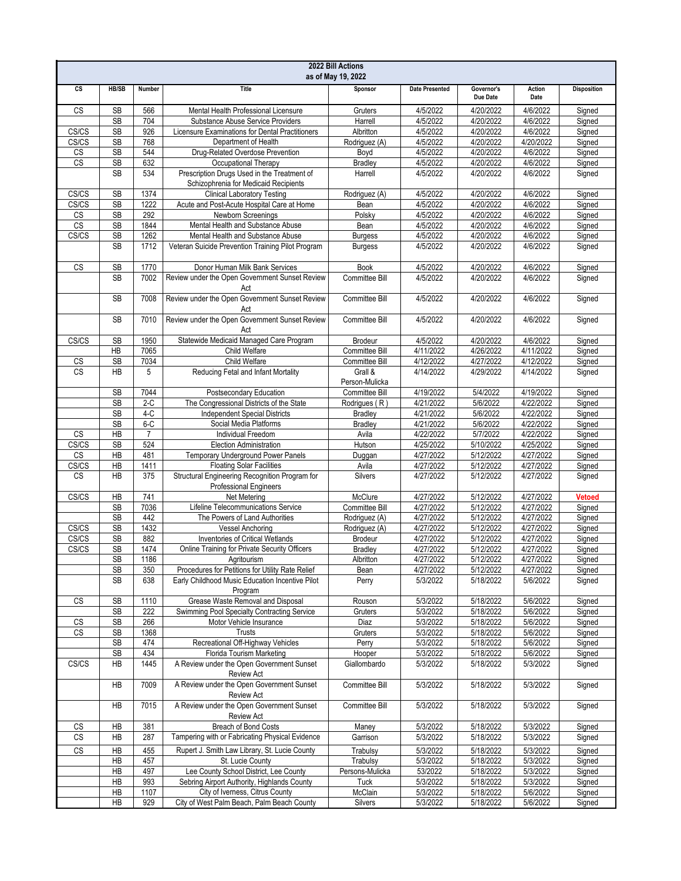## 2022 Bill Actions
### as of May 19, 2022

| CS | HB/SB | Number | Title | Sponsor | Date Presented | Governor's Due Date | Action Date | Disposition |
|---|---|---|---|---|---|---|---|---|
| CS | SB | 566 | Mental Health Professional Licensure | Gruters | 4/5/2022 | 4/20/2022 | 4/6/2022 | Signed |
| | SB | 704 | Substance Abuse Service Providers | Harrell | 4/5/2022 | 4/20/2022 | 4/6/2022 | Signed |
| CS/CS | SB | 926 | Licensure Examinations for Dental Practitioners | Albritton | 4/5/2022 | 4/20/2022 | 4/6/2022 | Signed |
| CS/CS | SB | 768 | Department of Health | Rodriguez (A) | 4/5/2022 | 4/20/2022 | 4/20/2022 | Signed |
| CS | SB | 544 | Drug-Related Overdose Prevention | Boyd | 4/5/2022 | 4/20/2022 | 4/6/2022 | Signed |
| CS | SB | 632 | Occupational Therapy | Bradley | 4/5/2022 | 4/20/2022 | 4/6/2022 | Signed |
| | SB | 534 | Prescription Drugs Used in the Treatment of Schizophrenia for Medicaid Recipients | Harrell | 4/5/2022 | 4/20/2022 | 4/6/2022 | Signed |
| CS/CS | SB | 1374 | Clinical Laboratory Testing | Rodriguez (A) | 4/5/2022 | 4/20/2022 | 4/6/2022 | Signed |
| CS/CS | SB | 1222 | Acute and Post-Acute Hospital Care at Home | Bean | 4/5/2022 | 4/20/2022 | 4/6/2022 | Signed |
| CS | SB | 292 | Newborn Screenings | Polsky | 4/5/2022 | 4/20/2022 | 4/6/2022 | Signed |
| CS | SB | 1844 | Mental Health and Substance Abuse | Bean | 4/5/2022 | 4/20/2022 | 4/6/2022 | Signed |
| CS/CS | SB | 1262 | Mental Health and Substance Abuse | Burgess | 4/5/2022 | 4/20/2022 | 4/6/2022 | Signed |
| | SB | 1712 | Veteran Suicide Prevention Training Pilot Program | Burgess | 4/5/2022 | 4/20/2022 | 4/6/2022 | Signed |
| CS | SB | 1770 | Donor Human Milk Bank Services | Book | 4/5/2022 | 4/20/2022 | 4/6/2022 | Signed |
| | SB | 7002 | Review under the Open Government Sunset Review Act | Committee Bill | 4/5/2022 | 4/20/2022 | 4/6/2022 | Signed |
| | SB | 7008 | Review under the Open Government Sunset Review Act | Committee Bill | 4/5/2022 | 4/20/2022 | 4/6/2022 | Signed |
| | SB | 7010 | Review under the Open Government Sunset Review Act | Committee Bill | 4/5/2022 | 4/20/2022 | 4/6/2022 | Signed |
| CS/CS | SB | 1950 | Statewide Medicaid Managed Care Program | Brodeur | 4/5/2022 | 4/20/2022 | 4/6/2022 | Signed |
| | HB | 7065 | Child Welfare | Committee Bill | 4/11/2022 | 4/26/2022 | 4/11/2022 | Signed |
| CS | SB | 7034 | Child Welfare | Committee Bill | 4/12/2022 | 4/27/2022 | 4/12/2022 | Signed |
| CS | HB | 5 | Reducing Fetal and Infant Mortality | Grall & Person-Mulicka | 4/14/2022 | 4/29/2022 | 4/14/2022 | Signed |
| | SB | 7044 | Postsecondary Education | Committee Bill | 4/19/2022 | 5/4/2022 | 4/19/2022 | Signed |
| | SB | 2-C | The Congressional Districts of the State | Rodrigues ( R ) | 4/21/2022 | 5/6/2022 | 4/22/2022 | Signed |
| | SB | 4-C | Independent Special Districts | Bradley | 4/21/2022 | 5/6/2022 | 4/22/2022 | Signed |
| | SB | 6-C | Social Media Platforms | Bradley | 4/21/2022 | 5/6/2022 | 4/22/2022 | Signed |
| CS | HB | 7 | Individual Freedom | Avila | 4/22/2022 | 5/7/2022 | 4/22/2022 | Signed |
| CS/CS | SB | 524 | Election Administration | Hutson | 4/25/2022 | 5/10/2022 | 4/25/2022 | Signed |
| CS | HB | 481 | Temporary Underground Power Panels | Duggan | 4/27/2022 | 5/12/2022 | 4/27/2022 | Signed |
| CS/CS | HB | 1411 | Floating Solar Facilities | Avila | 4/27/2022 | 5/12/2022 | 4/27/2022 | Signed |
| CS | HB | 375 | Structural Engineering Recognition Program for Professional Engineers | Silvers | 4/27/2022 | 5/12/2022 | 4/27/2022 | Signed |
| CS/CS | HB | 741 | Net Metering | McClure | 4/27/2022 | 5/12/2022 | 4/27/2022 | **Vetoed** |
| | SB | 7036 | Lifeline Telecommunications Service | Committee Bill | 4/27/2022 | 5/12/2022 | 4/27/2022 | Signed |
| | SB | 442 | The Powers of Land Authorities | Rodriguez (A) | 4/27/2022 | 5/12/2022 | 4/27/2022 | Signed |
| CS/CS | SB | 1432 | Vessel Anchoring | Rodriguez (A) | 4/27/2022 | 5/12/2022 | 4/27/2022 | Signed |
| CS/CS | SB | 882 | Inventories of Critical Wetlands | Brodeur | 4/27/2022 | 5/12/2022 | 4/27/2022 | Signed |
| CS/CS | SB | 1474 | Online Training for Private Security Officers | Bradley | 4/27/2022 | 5/12/2022 | 4/27/2022 | Signed |
| | SB | 1186 | Agritourism | Albritton | 4/27/2022 | 5/12/2022 | 4/27/2022 | Signed |
| | SB | 350 | Procedures for Petitions for Utility Rate Relief | Bean | 4/27/2022 | 5/12/2022 | 4/27/2022 | Signed |
| | SB | 638 | Early Childhood Music Education Incentive Pilot Program | Perry | 5/3/2022 | 5/18/2022 | 5/6/2022 | Signed |
| CS | SB | 1110 | Grease Waste Removal and Disposal | Rouson | 5/3/2022 | 5/18/2022 | 5/6/2022 | Signed |
| | SB | 222 | Swimming Pool Specialty Contracting Service | Gruters | 5/3/2022 | 5/18/2022 | 5/6/2022 | Signed |
| CS | SB | 266 | Motor Vehicle Insurance | Diaz | 5/3/2022 | 5/18/2022 | 5/6/2022 | Signed |
| CS | SB | 1368 | Trusts | Gruters | 5/3/2022 | 5/18/2022 | 5/6/2022 | Signed |
| | SB | 474 | Recreational Off-Highway Vehicles | Perry | 5/3/2022 | 5/18/2022 | 5/6/2022 | Signed |
| | SB | 434 | Florida Tourism Marketing | Hooper | 5/3/2022 | 5/18/2022 | 5/6/2022 | Signed |
| CS/CS | HB | 1445 | A Review under the Open Government Sunset Review Act | Giallombardo | 5/3/2022 | 5/18/2022 | 5/3/2022 | Signed |
| | HB | 7009 | A Review under the Open Government Sunset Review Act | Committee Bill | 5/3/2022 | 5/18/2022 | 5/3/2022 | Signed |
| | HB | 7015 | A Review under the Open Government Sunset Review Act | Committee Bill | 5/3/2022 | 5/18/2022 | 5/3/2022 | Signed |
| CS | HB | 381 | Breach of Bond Costs | Maney | 5/3/2022 | 5/18/2022 | 5/3/2022 | Signed |
| CS | HB | 287 | Tampering with or Fabricating Physical Evidence | Garrison | 5/3/2022 | 5/18/2022 | 5/3/2022 | Signed |
| CS | HB | 455 | Rupert J. Smith Law Library, St. Lucie County | Trabulsy | 5/3/2022 | 5/18/2022 | 5/3/2022 | Signed |
| | HB | 457 | St. Lucie County | Trabulsy | 5/3/2022 | 5/18/2022 | 5/3/2022 | Signed |
| | HB | 497 | Lee County School District, Lee County | Persons-Mulicka | 53/2022 | 5/18/2022 | 5/3/2022 | Signed |
| | HB | 993 | Sebring Airport Authority, Highlands County | Tuck | 5/3/2022 | 5/18/2022 | 5/3/2022 | Signed |
| | HB | 1107 | City of Iverness, Citrus County | McClain | 5/3/2022 | 5/18/2022 | 5/6/2022 | Signed |
| | HB | 929 | City of West Palm Beach, Palm Beach County | Silvers | 5/3/2022 | 5/18/2022 | 5/6/2022 | Signed |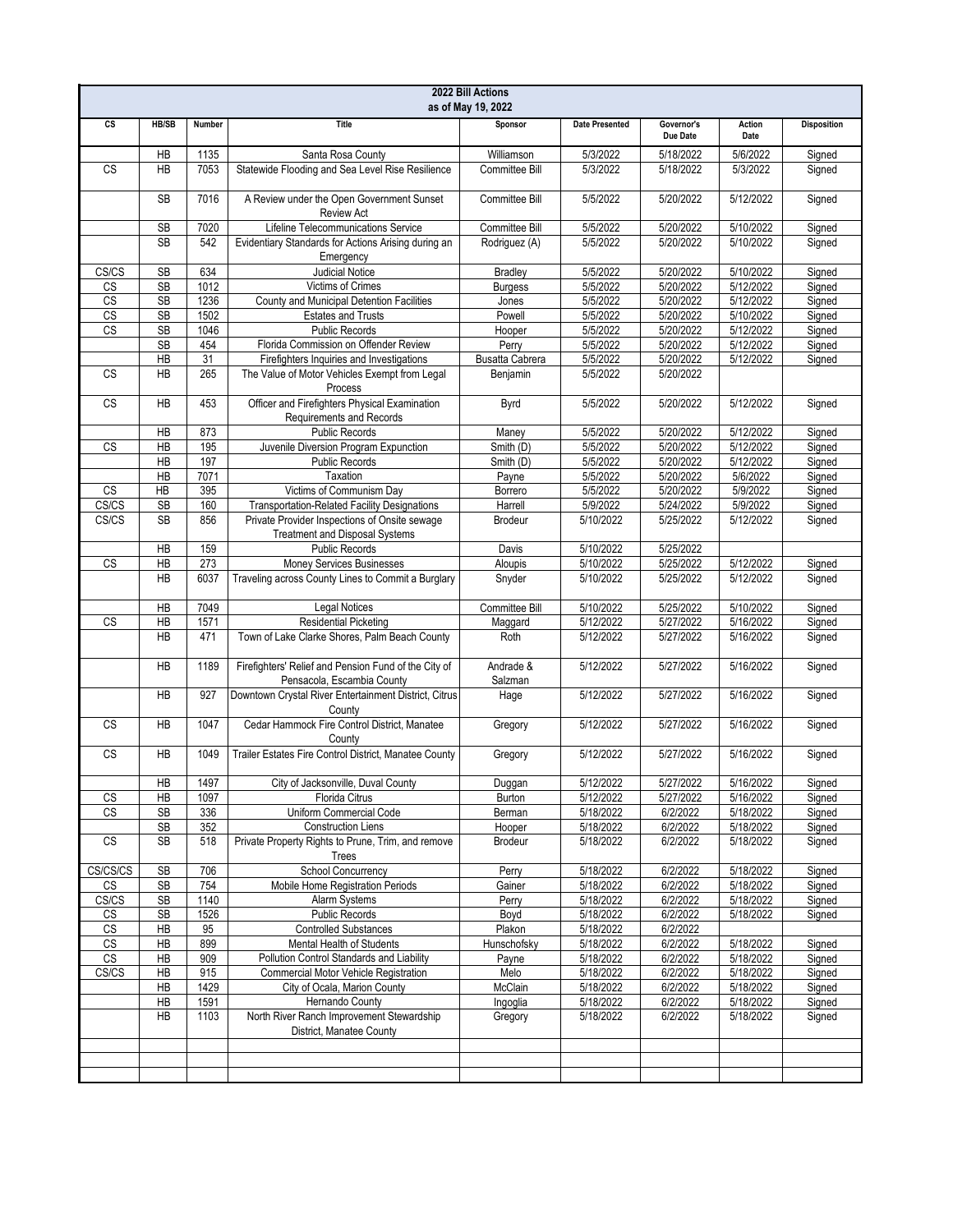## 2022 Bill Actions
### as of May 19, 2022

| CS | HB/SB | Number | Title | Sponsor | Date Presented | Governor's Due Date | Action Date | Disposition |
|---|---|---|---|---|---|---|---|---|
| | HB | 1135 | Santa Rosa County | Williamson | 5/3/2022 | 5/18/2022 | 5/6/2022 | Signed |
| CS | HB | 7053 | Statewide Flooding and Sea Level Rise Resilience | Committee Bill | 5/3/2022 | 5/18/2022 | 5/3/2022 | Signed |
| | SB | 7016 | A Review under the Open Government Sunset Review Act | Committee Bill | 5/5/2022 | 5/20/2022 | 5/12/2022 | Signed |
| | SB | 7020 | Lifeline Telecommunications Service | Committee Bill | 5/5/2022 | 5/20/2022 | 5/10/2022 | Signed |
| | SB | 542 | Evidentiary Standards for Actions Arising during an Emergency | Rodriguez (A) | 5/5/2022 | 5/20/2022 | 5/10/2022 | Signed |
| CS/CS | SB | 634 | Judicial Notice | Bradley | 5/5/2022 | 5/20/2022 | 5/10/2022 | Signed |
| CS | SB | 1012 | Victims of Crimes | Burgess | 5/5/2022 | 5/20/2022 | 5/12/2022 | Signed |
| CS | SB | 1236 | County and Municipal Detention Facilities | Jones | 5/5/2022 | 5/20/2022 | 5/12/2022 | Signed |
| CS | SB | 1502 | Estates and Trusts | Powell | 5/5/2022 | 5/20/2022 | 5/10/2022 | Signed |
| CS | SB | 1046 | Public Records | Hooper | 5/5/2022 | 5/20/2022 | 5/12/2022 | Signed |
| | SB | 454 | Florida Commission on Offender Review | Perry | 5/5/2022 | 5/20/2022 | 5/12/2022 | Signed |
| | HB | 31 | Firefighters Inquiries and Investigations | Busatta Cabrera | 5/5/2022 | 5/20/2022 | 5/12/2022 | Signed |
| CS | HB | 265 | The Value of Motor Vehicles Exempt from Legal Process | Benjamin | 5/5/2022 | 5/20/2022 | | |
| CS | HB | 453 | Officer and Firefighters Physical Examination Requirements and Records | Byrd | 5/5/2022 | 5/20/2022 | 5/12/2022 | Signed |
| | HB | 873 | Public Records | Maney | 5/5/2022 | 5/20/2022 | 5/12/2022 | Signed |
| CS | HB | 195 | Juvenile Diversion Program Expunction | Smith (D) | 5/5/2022 | 5/20/2022 | 5/12/2022 | Signed |
| | HB | 197 | Public Records | Smith (D) | 5/5/2022 | 5/20/2022 | 5/12/2022 | Signed |
| | HB | 7071 | Taxation | Payne | 5/5/2022 | 5/20/2022 | 5/6/2022 | Signed |
| CS | HB | 395 | Victims of Communism Day | Borrero | 5/5/2022 | 5/20/2022 | 5/9/2022 | Signed |
| CS/CS | SB | 160 | Transportation-Related Facility Designations | Harrell | 5/9/2022 | 5/24/2022 | 5/9/2022 | Signed |
| CS/CS | SB | 856 | Private Provider Inspections of Onsite sewage Treatment and Disposal Systems | Brodeur | 5/10/2022 | 5/25/2022 | 5/12/2022 | Signed |
| | HB | 159 | Public Records | Davis | 5/10/2022 | 5/25/2022 | | |
| CS | HB | 273 | Money Services Businesses | Aloupis | 5/10/2022 | 5/25/2022 | 5/12/2022 | Signed |
| | HB | 6037 | Traveling across County Lines to Commit a Burglary | Snyder | 5/10/2022 | 5/25/2022 | 5/12/2022 | Signed |
| | HB | 7049 | Legal Notices | Committee Bill | 5/10/2022 | 5/25/2022 | 5/10/2022 | Signed |
| CS | HB | 1571 | Residential Picketing | Maggard | 5/12/2022 | 5/27/2022 | 5/16/2022 | Signed |
| | HB | 471 | Town of Lake Clarke Shores, Palm Beach County | Roth | 5/12/2022 | 5/27/2022 | 5/16/2022 | Signed |
| | HB | 1189 | Firefighters' Relief and Pension Fund of the City of Pensacola, Escambia County | Andrade & Salzman | 5/12/2022 | 5/27/2022 | 5/16/2022 | Signed |
| | HB | 927 | Downtown Crystal River Entertainment District, Citrus County | Hage | 5/12/2022 | 5/27/2022 | 5/16/2022 | Signed |
| CS | HB | 1047 | Cedar Hammock Fire Control District, Manatee County | Gregory | 5/12/2022 | 5/27/2022 | 5/16/2022 | Signed |
| CS | HB | 1049 | Trailer Estates Fire Control District, Manatee County | Gregory | 5/12/2022 | 5/27/2022 | 5/16/2022 | Signed |
| | HB | 1497 | City of Jacksonville, Duval County | Duggan | 5/12/2022 | 5/27/2022 | 5/16/2022 | Signed |
| CS | HB | 1097 | Florida Citrus | Burton | 5/12/2022 | 5/27/2022 | 5/16/2022 | Signed |
| CS | SB | 336 | Uniform Commercial Code | Berman | 5/18/2022 | 6/2/2022 | 5/18/2022 | Signed |
| | SB | 352 | Construction Liens | Hooper | 5/18/2022 | 6/2/2022 | 5/18/2022 | Signed |
| CS | SB | 518 | Private Property Rights to Prune, Trim, and remove Trees | Brodeur | 5/18/2022 | 6/2/2022 | 5/18/2022 | Signed |
| CS/CS/CS | SB | 706 | School Concurrency | Perry | 5/18/2022 | 6/2/2022 | 5/18/2022 | Signed |
| CS | SB | 754 | Mobile Home Registration Periods | Gainer | 5/18/2022 | 6/2/2022 | 5/18/2022 | Signed |
| CS/CS | SB | 1140 | Alarm Systems | Perry | 5/18/2022 | 6/2/2022 | 5/18/2022 | Signed |
| CS | SB | 1526 | Public Records | Boyd | 5/18/2022 | 6/2/2022 | 5/18/2022 | Signed |
| CS | HB | 95 | Controlled Substances | Plakon | 5/18/2022 | 6/2/2022 | | |
| CS | HB | 899 | Mental Health of Students | Hunschofsky | 5/18/2022 | 6/2/2022 | 5/18/2022 | Signed |
| CS | HB | 909 | Pollution Control Standards and Liability | Payne | 5/18/2022 | 6/2/2022 | 5/18/2022 | Signed |
| CS/CS | HB | 915 | Commercial Motor Vehicle Registration | Melo | 5/18/2022 | 6/2/2022 | 5/18/2022 | Signed |
| | HB | 1429 | City of Ocala, Marion County | McClain | 5/18/2022 | 6/2/2022 | 5/18/2022 | Signed |
| | HB | 1591 | Hernando County | Ingoglia | 5/18/2022 | 6/2/2022 | 5/18/2022 | Signed |
| | HB | 1103 | North River Ranch Improvement Stewardship District, Manatee County | Gregory | 5/18/2022 | 6/2/2022 | 5/18/2022 | Signed |